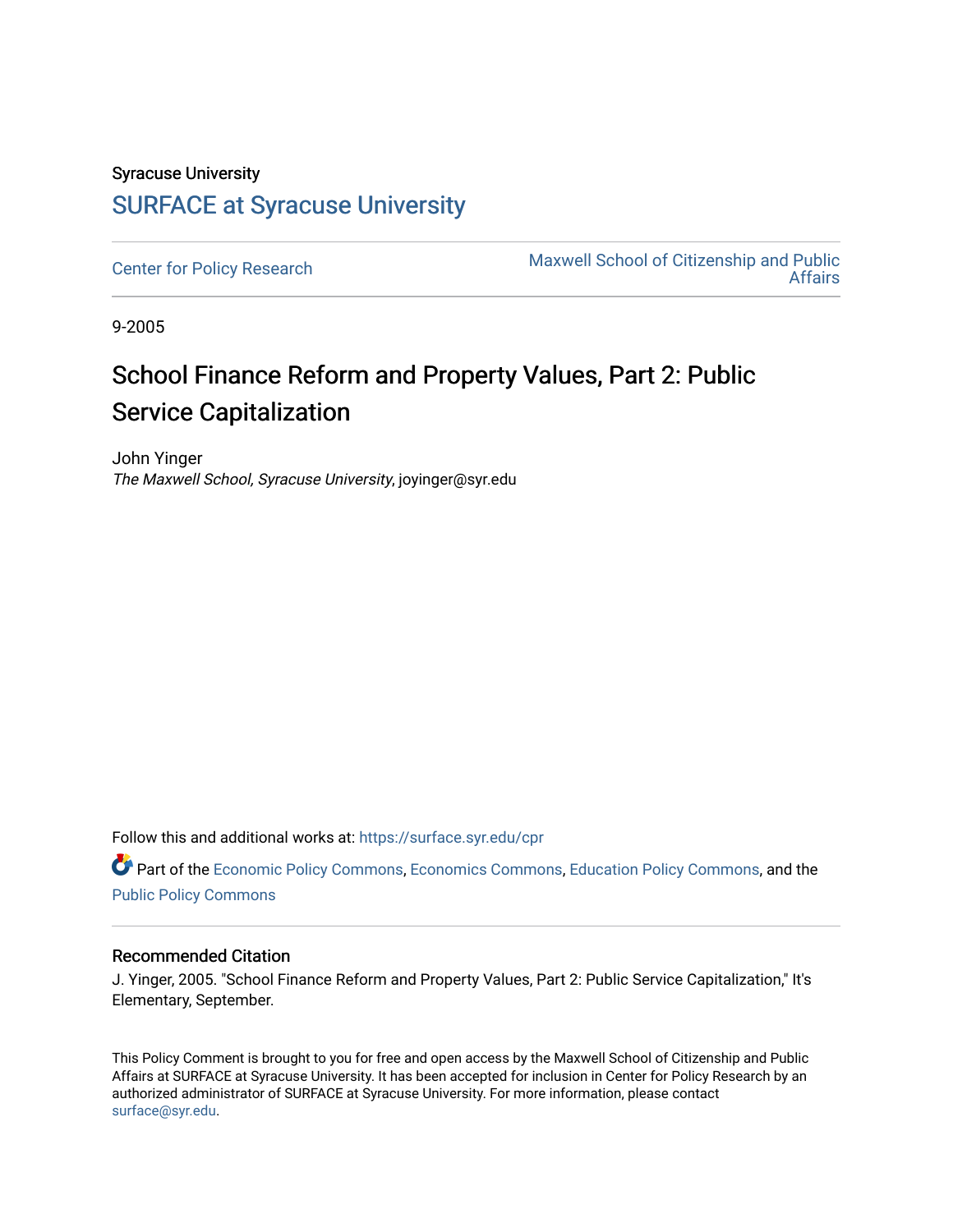Syracuse University

## SURFACE at Syracuse University

Center for Policy Research

Maxwell School of Citizenship and Public Affairs

9-2005

# School Finance Reform and Property Values, Part 2: Public Service Capitalization

John Yinger

*The Maxwell School, Syracuse University*, joyinger@syr.edu

Follow this and additional works at: https://surface.syr.edu/cpr

Part of the Economic Policy Commons, Economics Commons, Education Policy Commons, and the Public Policy Commons

### Recommended Citation

J. Yinger, 2005. "School Finance Reform and Property Values, Part 2: Public Service Capitalization," It's Elementary, September.

This Policy Comment is brought to you for free and open access by the Maxwell School of Citizenship and Public Affairs at SURFACE at Syracuse University. It has been accepted for inclusion in Center for Policy Research by an authorized administrator of SURFACE at Syracuse University. For more information, please contact surface@syr.edu.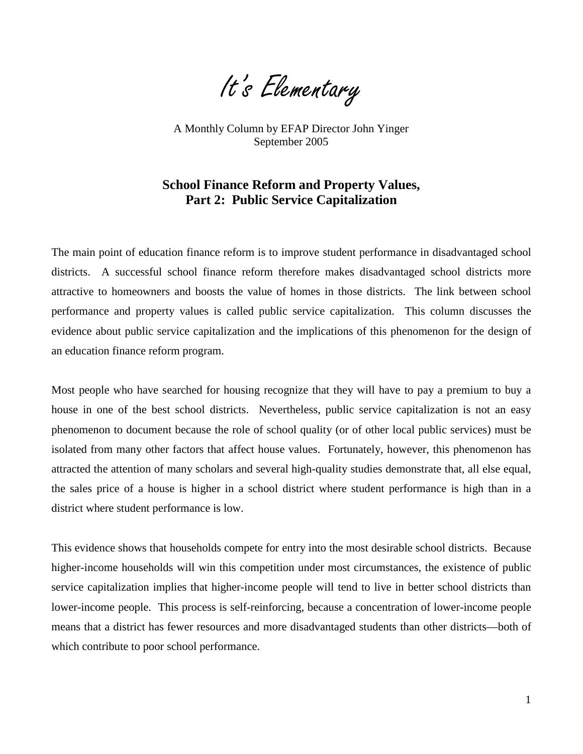# It's Elementary

A Monthly Column by EFAP Director John Yinger
September 2005

## School Finance Reform and Property Values, Part 2: Public Service Capitalization

The main point of education finance reform is to improve student performance in disadvantaged school districts. A successful school finance reform therefore makes disadvantaged school districts more attractive to homeowners and boosts the value of homes in those districts. The link between school performance and property values is called public service capitalization. This column discusses the evidence about public service capitalization and the implications of this phenomenon for the design of an education finance reform program.

Most people who have searched for housing recognize that they will have to pay a premium to buy a house in one of the best school districts. Nevertheless, public service capitalization is not an easy phenomenon to document because the role of school quality (or of other local public services) must be isolated from many other factors that affect house values. Fortunately, however, this phenomenon has attracted the attention of many scholars and several high-quality studies demonstrate that, all else equal, the sales price of a house is higher in a school district where student performance is high than in a district where student performance is low.

This evidence shows that households compete for entry into the most desirable school districts. Because higher-income households will win this competition under most circumstances, the existence of public service capitalization implies that higher-income people will tend to live in better school districts than lower-income people. This process is self-reinforcing, because a concentration of lower-income people means that a district has fewer resources and more disadvantaged students than other districts—both of which contribute to poor school performance.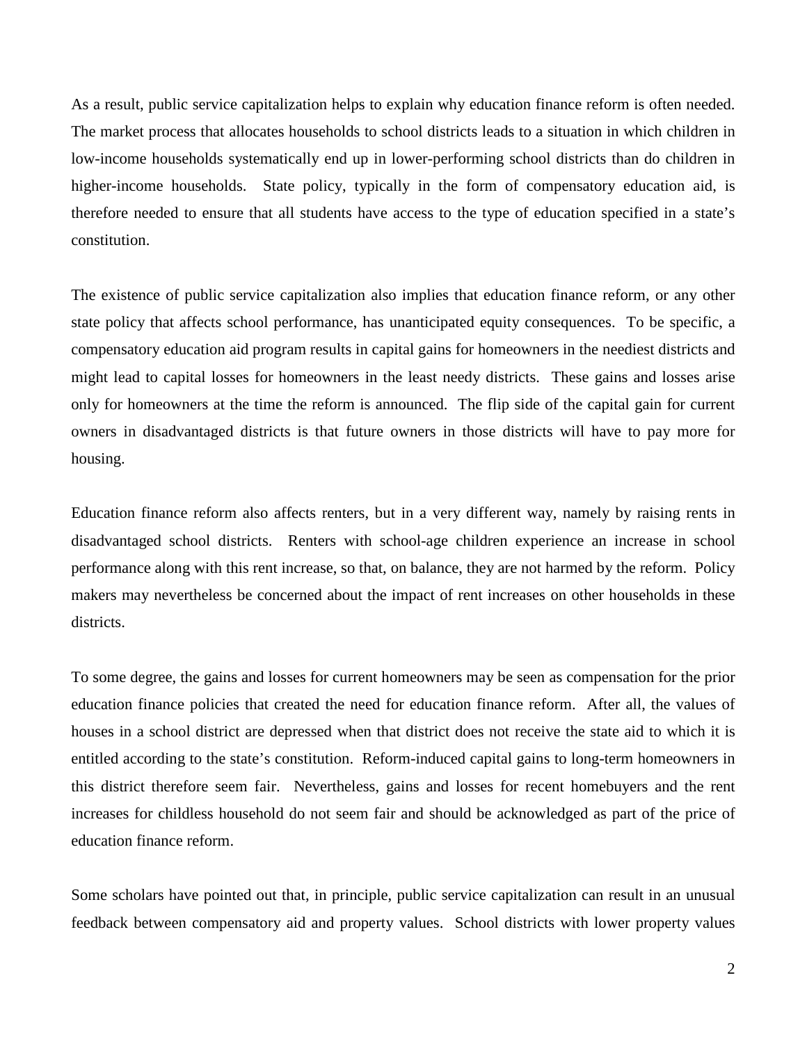As a result, public service capitalization helps to explain why education finance reform is often needed. The market process that allocates households to school districts leads to a situation in which children in low-income households systematically end up in lower-performing school districts than do children in higher-income households. State policy, typically in the form of compensatory education aid, is therefore needed to ensure that all students have access to the type of education specified in a state's constitution.

The existence of public service capitalization also implies that education finance reform, or any other state policy that affects school performance, has unanticipated equity consequences. To be specific, a compensatory education aid program results in capital gains for homeowners in the neediest districts and might lead to capital losses for homeowners in the least needy districts. These gains and losses arise only for homeowners at the time the reform is announced. The flip side of the capital gain for current owners in disadvantaged districts is that future owners in those districts will have to pay more for housing.

Education finance reform also affects renters, but in a very different way, namely by raising rents in disadvantaged school districts. Renters with school-age children experience an increase in school performance along with this rent increase, so that, on balance, they are not harmed by the reform. Policy makers may nevertheless be concerned about the impact of rent increases on other households in these districts.

To some degree, the gains and losses for current homeowners may be seen as compensation for the prior education finance policies that created the need for education finance reform. After all, the values of houses in a school district are depressed when that district does not receive the state aid to which it is entitled according to the state's constitution. Reform-induced capital gains to long-term homeowners in this district therefore seem fair. Nevertheless, gains and losses for recent homebuyers and the rent increases for childless household do not seem fair and should be acknowledged as part of the price of education finance reform.

Some scholars have pointed out that, in principle, public service capitalization can result in an unusual feedback between compensatory aid and property values. School districts with lower property values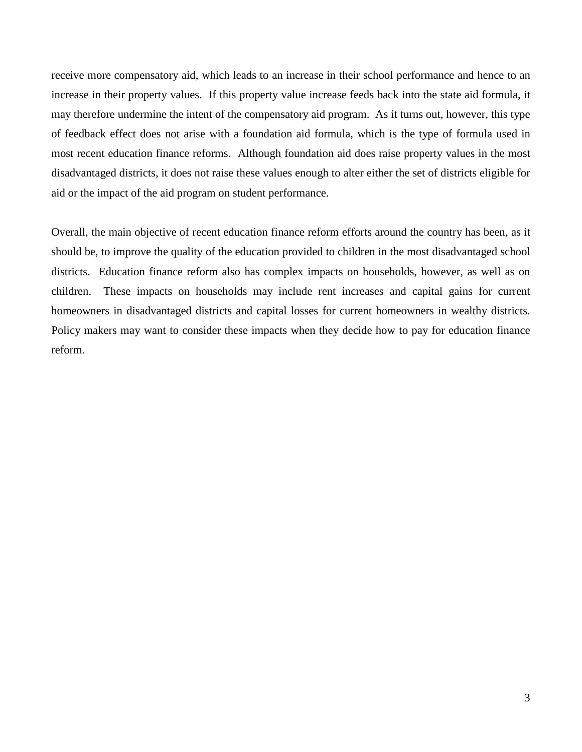receive more compensatory aid, which leads to an increase in their school performance and hence to an increase in their property values. If this property value increase feeds back into the state aid formula, it may therefore undermine the intent of the compensatory aid program. As it turns out, however, this type of feedback effect does not arise with a foundation aid formula, which is the type of formula used in most recent education finance reforms. Although foundation aid does raise property values in the most disadvantaged districts, it does not raise these values enough to alter either the set of districts eligible for aid or the impact of the aid program on student performance.

Overall, the main objective of recent education finance reform efforts around the country has been, as it should be, to improve the quality of the education provided to children in the most disadvantaged school districts. Education finance reform also has complex impacts on households, however, as well as on children. These impacts on households may include rent increases and capital gains for current homeowners in disadvantaged districts and capital losses for current homeowners in wealthy districts. Policy makers may want to consider these impacts when they decide how to pay for education finance reform.